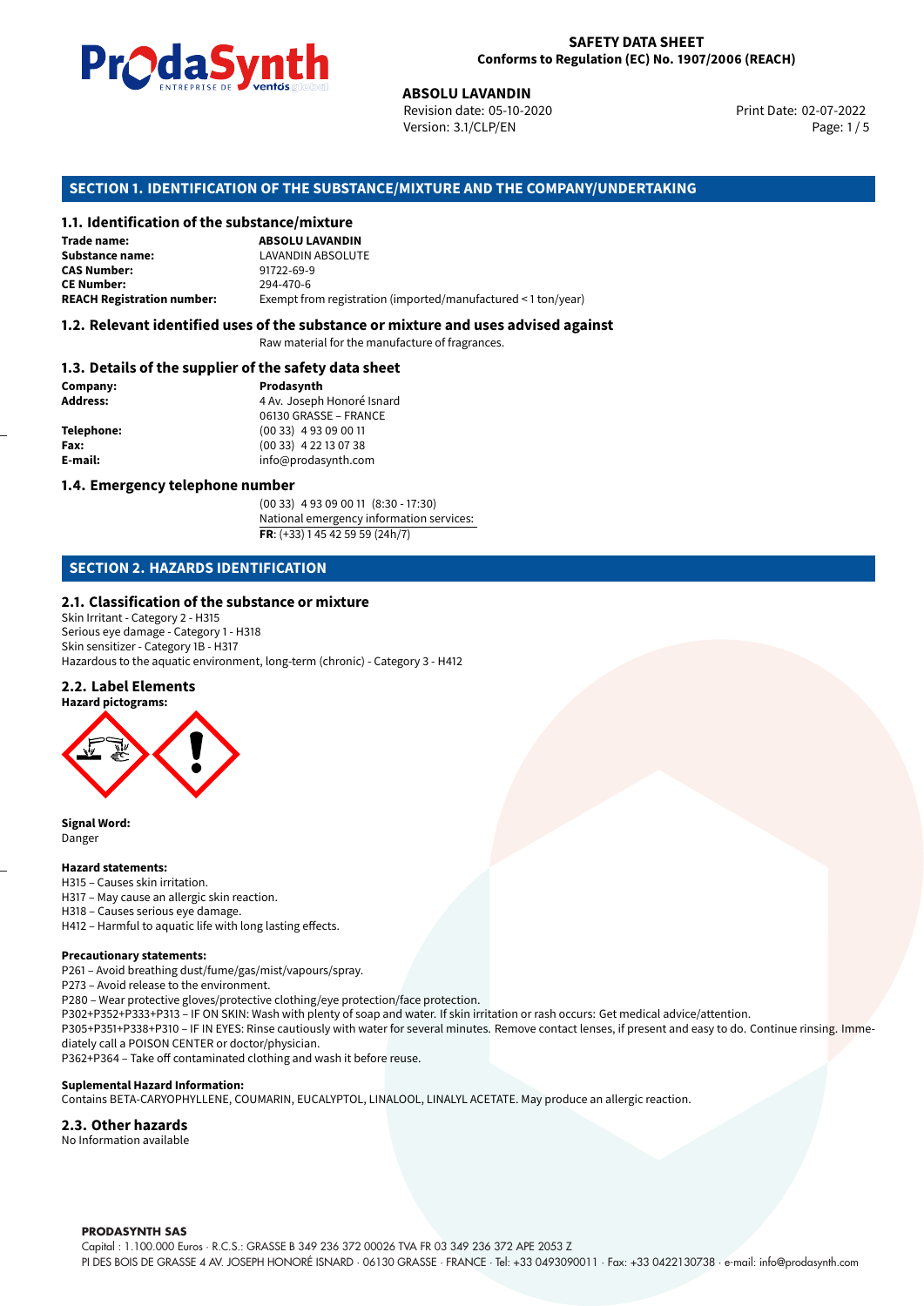**SAFETY DATA SHEET**
**Conforms to Regulation (EC) No. 1907/2006 (REACH)**

**ABSOLU LAVANDIN**
Revision date: 05-10-2020
Version: 3.1/CLP/EN
Print Date: 02-07-2022

## SECTION 1. IDENTIFICATION OF THE SUBSTANCE/MIXTURE AND THE COMPANY/UNDERTAKING

### 1.1. Identification of the substance/mixture

| | |
|---|---|
| **Trade name:** | **ABSOLU LAVANDIN** |
| **Substance name:** | LAVANDIN ABSOLUTE |
| **CAS Number:** | 91722-69-9 |
| **CE Number:** | 294-470-6 |
| **REACH Registration number:** | Exempt from registration (imported/manufactured < 1 ton/year) |

### 1.2. Relevant identified uses of the substance or mixture and uses advised against

Raw material for the manufacture of fragrances.

### 1.3. Details of the supplier of the safety data sheet

| | |
|---|---|
| **Company:** | **Prodasynth** |
| **Address:** | 4 Av. Joseph Honoré Isnard<br>06130 GRASSE – FRANCE |
| **Telephone:** | (00 33) 4 93 09 00 11 |
| **Fax:** | (00 33) 4 22 13 07 38 |
| **E-mail:** | info@prodasynth.com |

### 1.4. Emergency telephone number

(00 33) 4 93 09 00 11 (8:30 - 17:30)
National emergency information services:
**FR**: (+33) 1 45 42 59 59 (24h/7)

## SECTION 2. HAZARDS IDENTIFICATION

### 2.1. Classification of the substance or mixture

Skin Irritant - Category 2 - H315
Serious eye damage - Category 1 - H318
Skin sensitizer - Category 1B - H317
Hazardous to the aquatic environment, long-term (chronic) - Category 3 - H412

### 2.2. Label Elements

**Hazard pictograms:**

**Signal Word:**
Danger

**Hazard statements:**
H315 – Causes skin irritation.
H317 – May cause an allergic skin reaction.
H318 – Causes serious eye damage.
H412 – Harmful to aquatic life with long lasting effects.

**Precautionary statements:**
P261 – Avoid breathing dust/fume/gas/mist/vapours/spray.
P273 – Avoid release to the environment.
P280 – Wear protective gloves/protective clothing/eye protection/face protection.
P302+P352+P333+P313 – IF ON SKIN: Wash with plenty of soap and water. If skin irritation or rash occurs: Get medical advice/attention.
P305+P351+P338+P310 – IF IN EYES: Rinse cautiously with water for several minutes. Remove contact lenses, if present and easy to do. Continue rinsing. Immediately call a POISON CENTER or doctor/physician.
P362+P364 – Take off contaminated clothing and wash it before reuse.

**Suplemental Hazard Information:**
Contains BETA-CARYOPHYLLENE, COUMARIN, EUCALYPTOL, LINALOOL, LINALYL ACETATE. May produce an allergic reaction.

### 2.3. Other hazards

No Information available

**PRODASYNTH SAS**
Capital : 1.100.000 Euros · R.C.S.: GRASSE B 349 236 372 00026 TVA FR 03 349 236 372 APE 2053 Z
PI DES BOIS DE GRASSE 4 AV. JOSEPH HONORÉ ISNARD · 06130 GRASSE · FRANCE · Tel: +33 0493090011 · Fax: +33 0422130738 · e-mail: info@prodasynth.com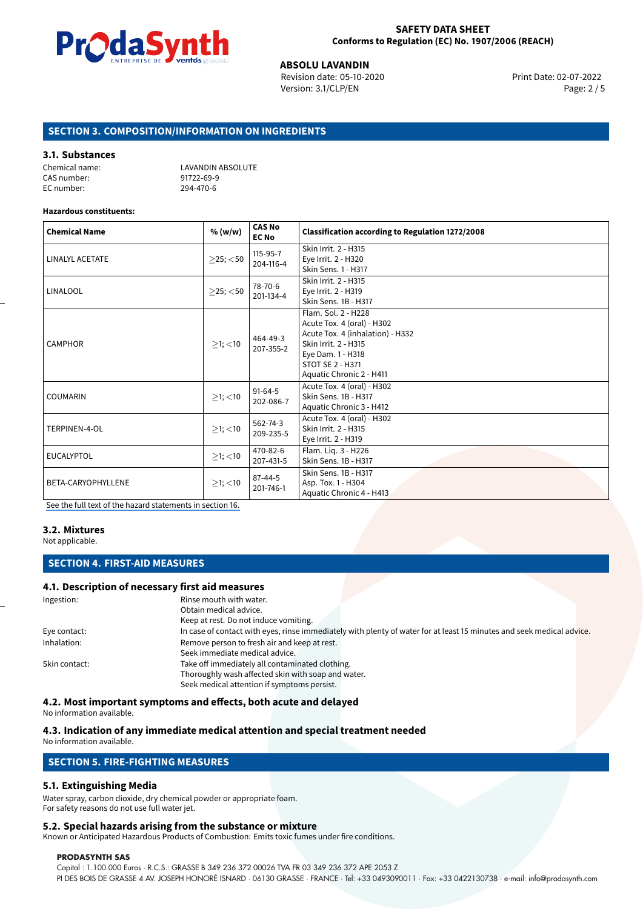## SECTION 3. COMPOSITION/INFORMATION ON INGREDIENTS

### 3.1. Substances

Chemical name: LAVANDIN ABSOLUTE
CAS number: 91722-69-9
EC number: 294-470-6

**Hazardous constituents:**

| Chemical Name | % (w/w) | CAS No EC No | Classification according to Regulation 1272/2008 |
|---|---|---|---|
| LINALYL ACETATE | ≥25; <50 | 115-95-7 204-116-4 | Skin Irrit. 2 - H315<br>Eye Irrit. 2 - H320<br>Skin Sens. 1 - H317 |
| LINALOOL | ≥25; <50 | 78-70-6 201-134-4 | Skin Irrit. 2 - H315<br>Eye Irrit. 2 - H319<br>Skin Sens. 1B - H317 |
| CAMPHOR | ≥1; <10 | 464-49-3 207-355-2 | Flam. Sol. 2 - H228<br>Acute Tox. 4 (oral) - H302<br>Acute Tox. 4 (inhalation) - H332<br>Skin Irrit. 2 - H315<br>Eye Dam. 1 - H318<br>STOT SE 2 - H371<br>Aquatic Chronic 2 - H411 |
| COUMARIN | ≥1; <10 | 91-64-5 202-086-7 | Acute Tox. 4 (oral) - H302<br>Skin Sens. 1B - H317<br>Aquatic Chronic 3 - H412 |
| TERPINEN-4-OL | ≥1; <10 | 562-74-3 209-235-5 | Acute Tox. 4 (oral) - H302<br>Skin Irrit. 2 - H315<br>Eye Irrit. 2 - H319 |
| EUCALYPTOL | ≥1; <10 | 470-82-6 207-431-5 | Flam. Liq. 3 - H226<br>Skin Sens. 1B - H317 |
| BETA-CARYOPHYLLENE | ≥1; <10 | 87-44-5 201-746-1 | Skin Sens. 1B - H317<br>Asp. Tox. 1 - H304<br>Aquatic Chronic 4 - H413 |

See the full text of the hazard statements in section 16.

### 3.2. Mixtures

Not applicable.

## SECTION 4. FIRST-AID MEASURES

### 4.1. Description of necessary first aid measures

Ingestion: Rinse mouth with water.
Obtain medical advice.
Keep at rest. Do not induce vomiting.

Eye contact: In case of contact with eyes, rinse immediately with plenty of water for at least 15 minutes and seek medical advice.

Inhalation: Remove person to fresh air and keep at rest.
Seek immediate medical advice.

Skin contact: Take off immediately all contaminated clothing.
Thoroughly wash affected skin with soap and water.
Seek medical attention if symptoms persist.

### 4.2. Most important symptoms and effects, both acute and delayed

No information available.

### 4.3. Indication of any immediate medical attention and special treatment needed

No information available.

## SECTION 5. FIRE-FIGHTING MEASURES

### 5.1. Extinguishing Media

Water spray, carbon dioxide, dry chemical powder or appropriate foam.
For safety reasons do not use full water jet.

### 5.2. Special hazards arising from the substance or mixture

Known or Anticipated Hazardous Products of Combustion: Emits toxic fumes under fire conditions.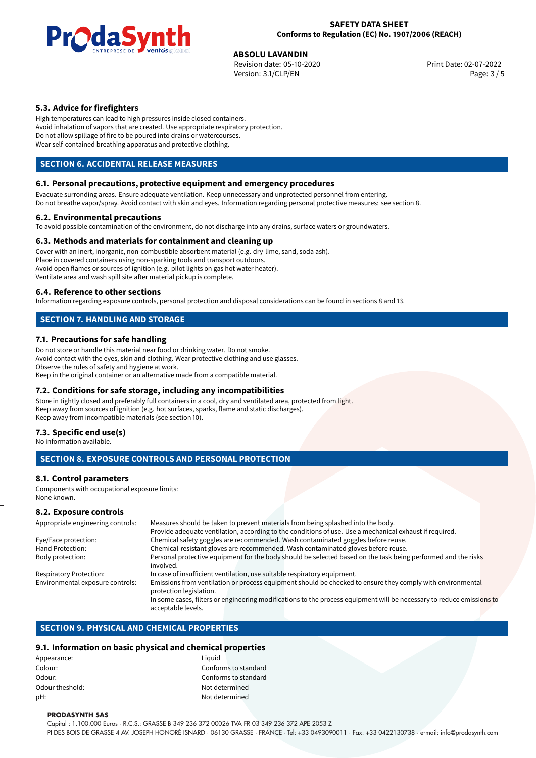### 5.3. Advice for firefighters

High temperatures can lead to high pressures inside closed containers.
Avoid inhalation of vapors that are created. Use appropriate respiratory protection.
Do not allow spillage of fire to be poured into drains or watercourses.
Wear self-contained breathing apparatus and protective clothing.

## SECTION 6. ACCIDENTAL RELEASE MEASURES

### 6.1. Personal precautions, protective equipment and emergency procedures

Evacuate surronding areas. Ensure adequate ventilation. Keep unnecessary and unprotected personnel from entering.
Do not breathe vapor/spray. Avoid contact with skin and eyes. Information regarding personal protective measures: see section 8.

### 6.2. Environmental precautions

To avoid possible contamination of the environment, do not discharge into any drains, surface waters or groundwaters.

### 6.3. Methods and materials for containment and cleaning up

Cover with an inert, inorganic, non-combustible absorbent material (e.g. dry-lime, sand, soda ash).
Place in covered containers using non-sparking tools and transport outdoors.
Avoid open flames or sources of ignition (e.g. pilot lights on gas hot water heater).
Ventilate area and wash spill site after material pickup is complete.

### 6.4. Reference to other sections

Information regarding exposure controls, personal protection and disposal considerations can be found in sections 8 and 13.

## SECTION 7. HANDLING AND STORAGE

### 7.1. Precautions for safe handling

Do not store or handle this material near food or drinking water. Do not smoke.
Avoid contact with the eyes, skin and clothing. Wear protective clothing and use glasses.
Observe the rules of safety and hygiene at work.
Keep in the original container or an alternative made from a compatible material.

### 7.2. Conditions for safe storage, including any incompatibilities

Store in tightly closed and preferably full containers in a cool, dry and ventilated area, protected from light.
Keep away from sources of ignition (e.g. hot surfaces, sparks, flame and static discharges).
Keep away from incompatible materials (see section 10).

### 7.3. Specific end use(s)

No information available.

## SECTION 8. EXPOSURE CONTROLS AND PERSONAL PROTECTION

### 8.1. Control parameters

Components with occupational exposure limits:
None known.

### 8.2. Exposure controls

| | |
|---|---|
| Appropriate engineering controls: | Measures should be taken to prevent materials from being splashed into the body. Provide adequate ventilation, according to the conditions of use. Use a mechanical exhaust if required. |
| Eye/Face protection: | Chemical safety goggles are recommended. Wash contaminated goggles before reuse. |
| Hand Protection: | Chemical-resistant gloves are recommended. Wash contaminated gloves before reuse. |
| Body protection: | Personal protective equipment for the body should be selected based on the task being performed and the risks involved. |
| Respiratory Protection: | In case of insufficient ventilation, use suitable respiratory equipment. |
| Environmental exposure controls: | Emissions from ventilation or process equipment should be checked to ensure they comply with environmental protection legislation. In some cases, filters or engineering modifications to the process equipment will be necessary to reduce emissions to acceptable levels. |

## SECTION 9. PHYSICAL AND CHEMICAL PROPERTIES

### 9.1. Information on basic physical and chemical properties

| | |
|---|---|
| Appearance: | Liquid |
| Colour: | Conforms to standard |
| Odour: | Conforms to standard |
| Odour theshold: | Not determined |
| pH: | Not determined |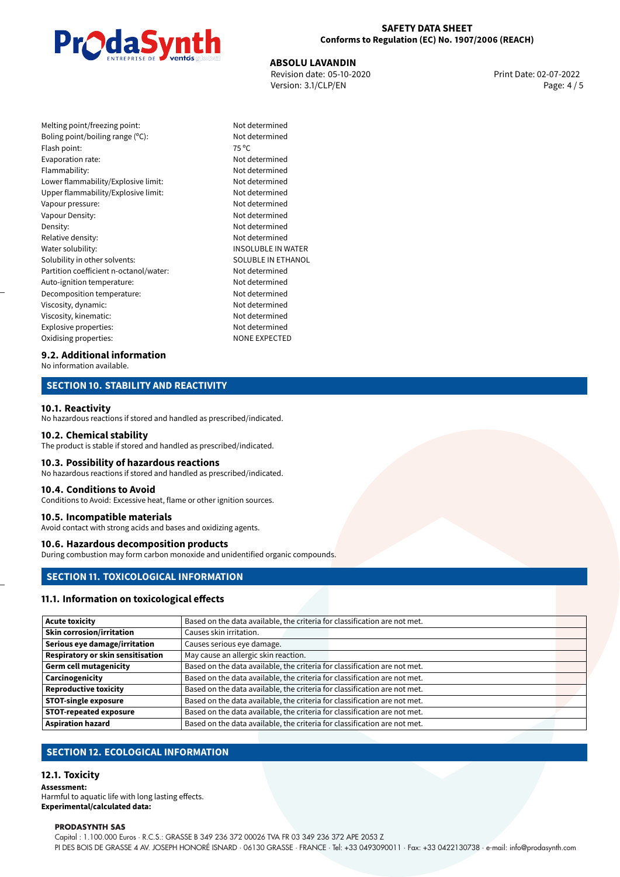| | |
|---|---|
| Melting point/freezing point: | Not determined |
| Boling point/boiling range (°C): | Not determined |
| Flash point: | 75 °C |
| Evaporation rate: | Not determined |
| Flammability: | Not determined |
| Lower flammability/Explosive limit: | Not determined |
| Upper flammability/Explosive limit: | Not determined |
| Vapour pressure: | Not determined |
| Vapour Density: | Not determined |
| Density: | Not determined |
| Relative density: | Not determined |
| Water solubility: | INSOLUBLE IN WATER |
| Solubility in other solvents: | SOLUBLE IN ETHANOL |
| Partition coefficient n-octanol/water: | Not determined |
| Auto-ignition temperature: | Not determined |
| Decomposition temperature: | Not determined |
| Viscosity, dynamic: | Not determined |
| Viscosity, kinematic: | Not determined |
| Explosive properties: | Not determined |
| Oxidising properties: | NONE EXPECTED |

### 9.2. Additional information

No information available.

## SECTION 10. STABILITY AND REACTIVITY

### 10.1. Reactivity

No hazardous reactions if stored and handled as prescribed/indicated.

### 10.2. Chemical stability

The product is stable if stored and handled as prescribed/indicated.

### 10.3. Possibility of hazardous reactions

No hazardous reactions if stored and handled as prescribed/indicated.

### 10.4. Conditions to Avoid

Conditions to Avoid: Excessive heat, flame or other ignition sources.

### 10.5. Incompatible materials

Avoid contact with strong acids and bases and oxidizing agents.

### 10.6. Hazardous decomposition products

During combustion may form carbon monoxide and unidentified organic compounds.

## SECTION 11. TOXICOLOGICAL INFORMATION

### 11.1. Information on toxicological effects

| | |
|---|---|
| **Acute toxicity** | Based on the data available, the criteria for classification are not met. |
| **Skin corrosion/irritation** | Causes skin irritation. |
| **Serious eye damage/irritation** | Causes serious eye damage. |
| **Respiratory or skin sensitisation** | May cause an allergic skin reaction. |
| **Germ cell mutagenicity** | Based on the data available, the criteria for classification are not met. |
| **Carcinogenicity** | Based on the data available, the criteria for classification are not met. |
| **Reproductive toxicity** | Based on the data available, the criteria for classification are not met. |
| **STOT-single exposure** | Based on the data available, the criteria for classification are not met. |
| **STOT-repeated exposure** | Based on the data available, the criteria for classification are not met. |
| **Aspiration hazard** | Based on the data available, the criteria for classification are not met. |

## SECTION 12. ECOLOGICAL INFORMATION

### 12.1. Toxicity

**Assessment:**

Harmful to aquatic life with long lasting effects.

**Experimental/calculated data:**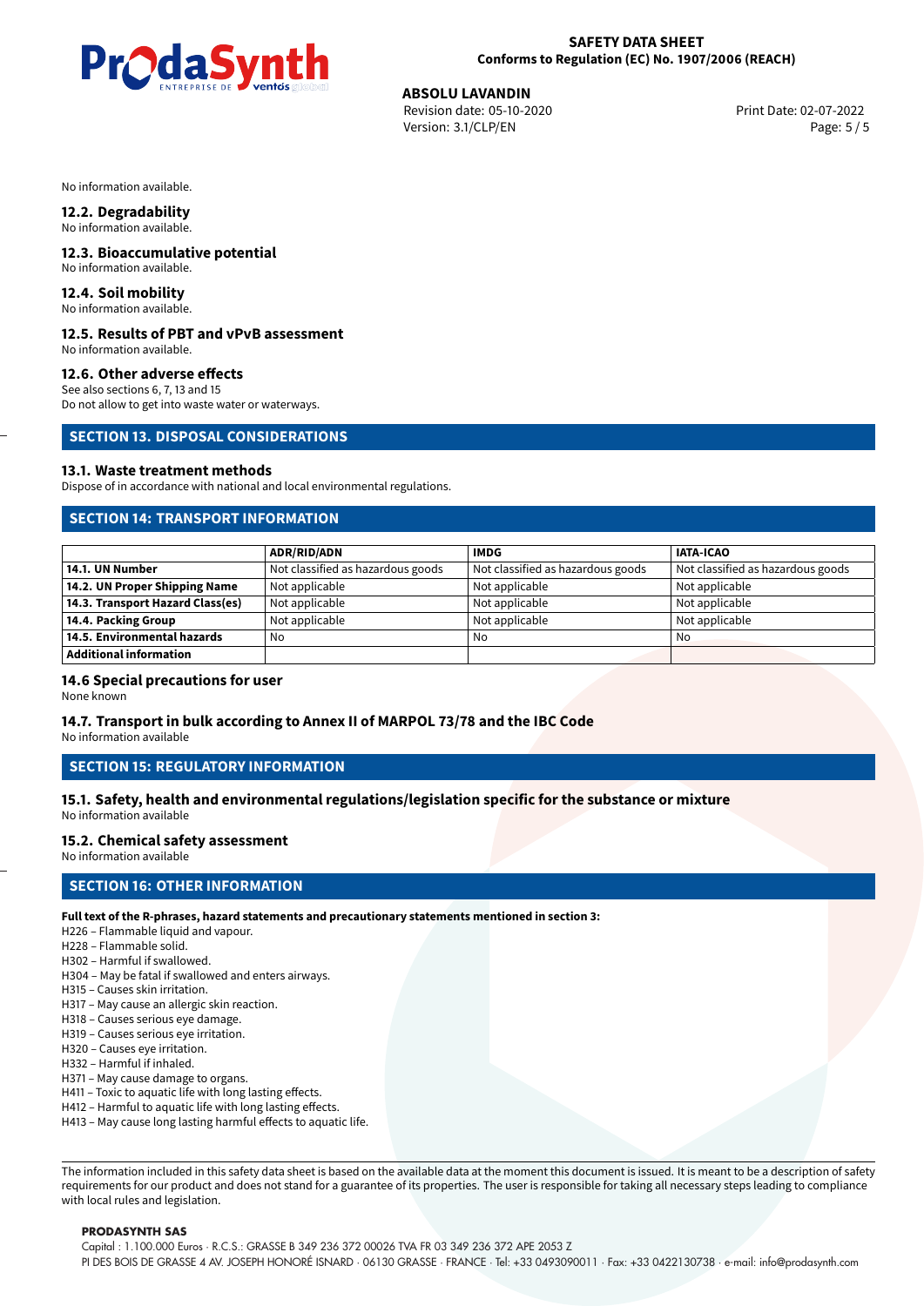No information available.

### 12.2. Degradability
No information available.

### 12.3. Bioaccumulative potential
No information available.

### 12.4. Soil mobility
No information available.

### 12.5. Results of PBT and vPvB assessment
No information available.

### 12.6. Other adverse effects
See also sections 6, 7, 13 and 15
Do not allow to get into waste water or waterways.

## SECTION 13. DISPOSAL CONSIDERATIONS

### 13.1. Waste treatment methods
Dispose of in accordance with national and local environmental regulations.

## SECTION 14: TRANSPORT INFORMATION

| | ADR/RID/ADN | IMDG | IATA-ICAO |
|---|---|---|---|
| **14.1. UN Number** | Not classified as hazardous goods | Not classified as hazardous goods | Not classified as hazardous goods |
| **14.2. UN Proper Shipping Name** | Not applicable | Not applicable | Not applicable |
| **14.3. Transport Hazard Class(es)** | Not applicable | Not applicable | Not applicable |
| **14.4. Packing Group** | Not applicable | Not applicable | Not applicable |
| **14.5. Environmental hazards** | No | No | No |
| **Additional information** | | | |

### 14.6 Special precautions for user
None known

### 14.7. Transport in bulk according to Annex II of MARPOL 73/78 and the IBC Code
No information available

## SECTION 15: REGULATORY INFORMATION

### 15.1. Safety, health and environmental regulations/legislation specific for the substance or mixture
No information available

### 15.2. Chemical safety assessment
No information available

## SECTION 16: OTHER INFORMATION

**Full text of the R-phrases, hazard statements and precautionary statements mentioned in section 3:**

H226 – Flammable liquid and vapour.
H228 – Flammable solid.
H302 – Harmful if swallowed.
H304 – May be fatal if swallowed and enters airways.
H315 – Causes skin irritation.
H317 – May cause an allergic skin reaction.
H318 – Causes serious eye damage.
H319 – Causes serious eye irritation.
H320 – Causes eye irritation.
H332 – Harmful if inhaled.
H371 – May cause damage to organs.
H411 – Toxic to aquatic life with long lasting effects.
H412 – Harmful to aquatic life with long lasting effects.
H413 – May cause long lasting harmful effects to aquatic life.

The information included in this safety data sheet is based on the available data at the moment this document is issued. It is meant to be a description of safety requirements for our product and does not stand for a guarantee of its properties. The user is responsible for taking all necessary steps leading to compliance with local rules and legislation.